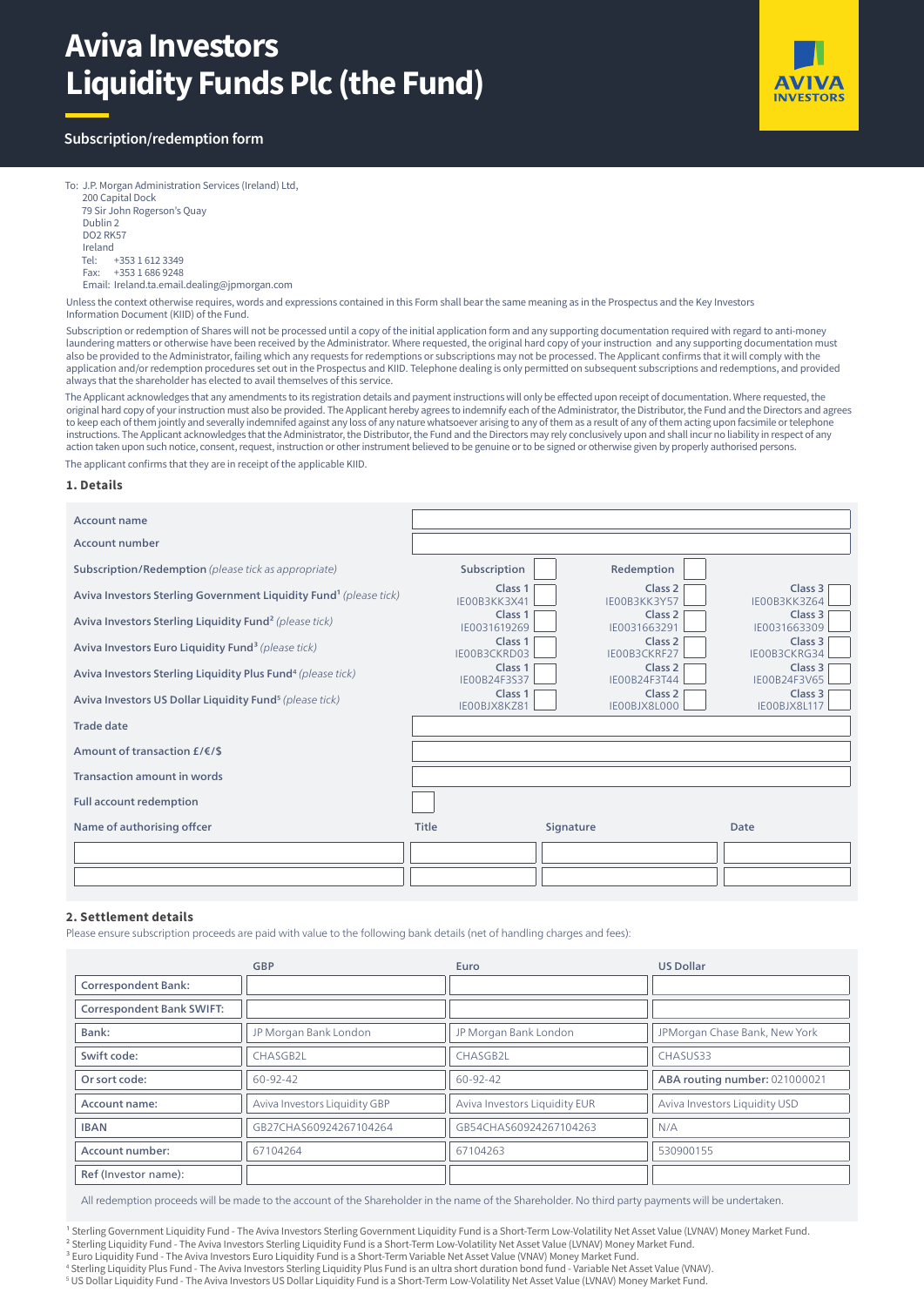# Aviva Investors Liquidity Funds Plc (the Fund)

## Subscription/redemption form

To: J.P. Morgan Administration Services (Ireland) Ltd,
200 Capital Dock
79 Sir John Rogerson's Quay
Dublin 2
DO2 RK57
Ireland
Tel: +353 1 612 3349
Fax: +353 1 686 9248
Email: Ireland.ta.email.dealing@jpmorgan.com

Unless the context otherwise requires, words and expressions contained in this Form shall bear the same meaning as in the Prospectus and the Key Investors Information Document (KIID) of the Fund.

Subscription or redemption of Shares will not be processed until a copy of the initial application form and any supporting documentation required with regard to anti-money laundering matters or otherwise have been received by the Administrator. Where requested, the original hard copy of your instruction and any supporting documentation must also be provided to the Administrator, failing which any requests for redemptions or subscriptions may not be processed. The Applicant confirms that it will comply with the application and/or redemption procedures set out in the Prospectus and KIID. Telephone dealing is only permitted on subsequent subscriptions and redemptions, and provided always that the shareholder has elected to avail themselves of this service.

The Applicant acknowledges that any amendments to its registration details and payment instructions will only be effected upon receipt of documentation. Where requested, the original hard copy of your instruction must also be provided. The Applicant hereby agrees to indemnify each of the Administrator, the Distributor, the Fund and the Directors and agrees to keep each of them jointly and severally indemnifed against any loss of any nature whatsoever arising to any of them as a result of any of them acting upon facsimile or telephone instructions. The Applicant acknowledges that the Administrator, the Distributor, the Fund and the Directors may rely conclusively upon and shall incur no liability in respect of any action taken upon such notice, consent, request, instruction or other instrument believed to be genuine or to be signed or otherwise given by properly authorised persons.

The applicant confirms that they are in receipt of the applicable KIID.

### 1. Details

| | | | |
|---|---|---|---|
| Account name | | | |
| Account number | | | |
| Subscription/Redemption *(please tick as appropriate)* | Subscription ☐ | Redemption ☐ | |
| Aviva Investors Sterling Government Liquidity Fund[1] *(please tick)* | Class 1 IE00B3KK3X41 ☐ | Class 2 IE00B3KK3Y57 ☐ | Class 3 IE00B3KK3Z64 ☐ |
| Aviva Investors Sterling Liquidity Fund[2] *(please tick)* | Class 1 IE0031619269 ☐ | Class 2 IE0031663291 ☐ | Class 3 IE0031663309 ☐ |
| Aviva Investors Euro Liquidity Fund[3] *(please tick)* | Class 1 IE00B3CKRD03 ☐ | Class 2 IE00B3CKRF27 ☐ | Class 3 IE00B3CKRG34 ☐ |
| Aviva Investors Sterling Liquidity Plus Fund[4] *(please tick)* | Class 1 IE00B24F3S37 ☐ | Class 2 IE00B24F3T44 ☐ | Class 3 IE00B24F3V65 ☐ |
| Aviva Investors US Dollar Liquidity Fund[5] *(please tick)* | Class 1 IE00BJX8KZ81 ☐ | Class 2 IE00BJX8L000 ☐ | Class 3 IE00BJX8L117 ☐ |
| Trade date | | | |
| Amount of transaction £/€/$ | | | |
| Transaction amount in words | | | |
| Full account redemption | ☐ | | |

| Name of authorising offcer | Title | Signature | Date |
|---|---|---|---|
| | | | |
| | | | |

### 2. Settlement details

Please ensure subscription proceeds are paid with value to the following bank details (net of handling charges and fees):

| | GBP | Euro | US Dollar |
|---|---|---|---|
| Correspondent Bank: | | | |
| Correspondent Bank SWIFT: | | | |
| Bank: | JP Morgan Bank London | JP Morgan Bank London | JPMorgan Chase Bank, New York |
| Swift code: | CHASGB2L | CHASGB2L | CHASUS33 |
| Or sort code: | 60-92-42 | 60-92-42 | **ABA routing number:** 021000021 |
| Account name: | Aviva Investors Liquidity GBP | Aviva Investors Liquidity EUR | Aviva Investors Liquidity USD |
| IBAN | GB27CHAS60924267104264 | GB54CHAS60924267104263 | N/A |
| Account number: | 67104264 | 67104263 | 530900155 |
| Ref (Investor name): | | | |

All redemption proceeds will be made to the account of the Shareholder in the name of the Shareholder. No third party payments will be undertaken.

[1] Sterling Government Liquidity Fund - The Aviva Investors Sterling Government Liquidity Fund is a Short-Term Low-Volatility Net Asset Value (LVNAV) Money Market Fund.
[2] Sterling Liquidity Fund - The Aviva Investors Sterling Liquidity Fund is a Short-Term Low-Volatility Net Asset Value (LVNAV) Money Market Fund.
[3] Euro Liquidity Fund - The Aviva Investors Euro Liquidity Fund is a Short-Term Variable Net Asset Value (VNAV) Money Market Fund.
[4] Sterling Liquidity Plus Fund - The Aviva Investors Sterling Liquidity Plus Fund is an ultra short duration bond fund - Variable Net Asset Value (VNAV).
[5] US Dollar Liquidity Fund - The Aviva Investors US Dollar Liquidity Fund is a Short-Term Low-Volatility Net Asset Value (LVNAV) Money Market Fund.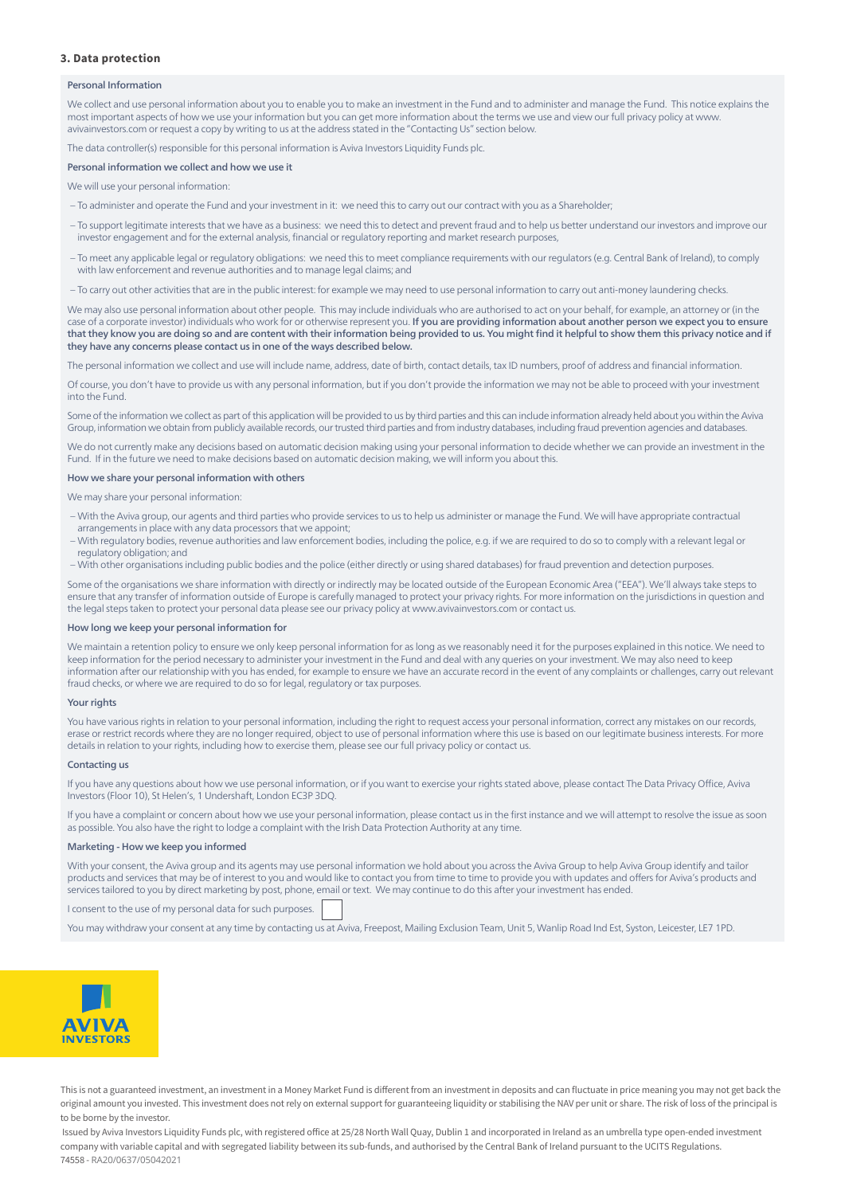## 3. Data protection

### Personal Information

We collect and use personal information about you to enable you to make an investment in the Fund and to administer and manage the Fund. This notice explains the most important aspects of how we use your information but you can get more information about the terms we use and view our full privacy policy at www.avivainvestors.com or request a copy by writing to us at the address stated in the "Contacting Us" section below.

The data controller(s) responsible for this personal information is Aviva Investors Liquidity Funds plc.

### Personal information we collect and how we use it

We will use your personal information:

- To administer and operate the Fund and your investment in it: we need this to carry out our contract with you as a Shareholder;
- To support legitimate interests that we have as a business: we need this to detect and prevent fraud and to help us better understand our investors and improve our investor engagement and for the external analysis, financial or regulatory reporting and market research purposes,
- To meet any applicable legal or regulatory obligations: we need this to meet compliance requirements with our regulators (e.g. Central Bank of Ireland), to comply with law enforcement and revenue authorities and to manage legal claims; and
- To carry out other activities that are in the public interest: for example we may need to use personal information to carry out anti-money laundering checks.

We may also use personal information about other people. This may include individuals who are authorised to act on your behalf, for example, an attorney or (in the case of a corporate investor) individuals who work for or otherwise represent you. **If you are providing information about another person we expect you to ensure that they know you are doing so and are content with their information being provided to us. You might find it helpful to show them this privacy notice and if they have any concerns please contact us in one of the ways described below.**

The personal information we collect and use will include name, address, date of birth, contact details, tax ID numbers, proof of address and financial information.

Of course, you don't have to provide us with any personal information, but if you don't provide the information we may not be able to proceed with your investment into the Fund.

Some of the information we collect as part of this application will be provided to us by third parties and this can include information already held about you within the Aviva Group, information we obtain from publicly available records, our trusted third parties and from industry databases, including fraud prevention agencies and databases.

We do not currently make any decisions based on automatic decision making using your personal information to decide whether we can provide an investment in the Fund. If in the future we need to make decisions based on automatic decision making, we will inform you about this.

### How we share your personal information with others

We may share your personal information:

- With the Aviva group, our agents and third parties who provide services to us to help us administer or manage the Fund. We will have appropriate contractual arrangements in place with any data processors that we appoint;
- With regulatory bodies, revenue authorities and law enforcement bodies, including the police, e.g. if we are required to do so to comply with a relevant legal or regulatory obligation; and
- With other organisations including public bodies and the police (either directly or using shared databases) for fraud prevention and detection purposes.

Some of the organisations we share information with directly or indirectly may be located outside of the European Economic Area ("EEA"). We'll always take steps to ensure that any transfer of information outside of Europe is carefully managed to protect your privacy rights. For more information on the jurisdictions in question and the legal steps taken to protect your personal data please see our privacy policy at www.avivainvestors.com or contact us.

### How long we keep your personal information for

We maintain a retention policy to ensure we only keep personal information for as long as we reasonably need it for the purposes explained in this notice. We need to keep information for the period necessary to administer your investment in the Fund and deal with any queries on your investment. We may also need to keep information after our relationship with you has ended, for example to ensure we have an accurate record in the event of any complaints or challenges, carry out relevant fraud checks, or where we are required to do so for legal, regulatory or tax purposes.

### Your rights

You have various rights in relation to your personal information, including the right to request access your personal information, correct any mistakes on our records, erase or restrict records where they are no longer required, object to use of personal information where this use is based on our legitimate business interests. For more details in relation to your rights, including how to exercise them, please see our full privacy policy or contact us.

### Contacting us

If you have any questions about how we use personal information, or if you want to exercise your rights stated above, please contact The Data Privacy Office, Aviva Investors (Floor 10), St Helen's, 1 Undershaft, London EC3P 3DQ.

If you have a complaint or concern about how we use your personal information, please contact us in the first instance and we will attempt to resolve the issue as soon as possible. You also have the right to lodge a complaint with the Irish Data Protection Authority at any time.

### Marketing - How we keep you informed

With your consent, the Aviva group and its agents may use personal information we hold about you across the Aviva Group to help Aviva Group identify and tailor products and services that may be of interest to you and would like to contact you from time to time to provide you with updates and offers for Aviva's products and services tailored to you by direct marketing by post, phone, email or text. We may continue to do this after your investment has ended.

I consent to the use of my personal data for such purposes. ☐

You may withdraw your consent at any time by contacting us at Aviva, Freepost, Mailing Exclusion Team, Unit 5, Wanlip Road Ind Est, Syston, Leicester, LE7 1PD.

AVIVA INVESTORS

This is not a guaranteed investment, an investment in a Money Market Fund is different from an investment in deposits and can fluctuate in price meaning you may not get back the original amount you invested. This investment does not rely on external support for guaranteeing liquidity or stabilising the NAV per unit or share. The risk of loss of the principal is to be borne by the investor.

Issued by Aviva Investors Liquidity Funds plc, with registered office at 25/28 North Wall Quay, Dublin 1 and incorporated in Ireland as an umbrella type open-ended investment company with variable capital and with segregated liability between its sub-funds, and authorised by the Central Bank of Ireland pursuant to the UCITS Regulations.
74558 - RA20/0637/05042021